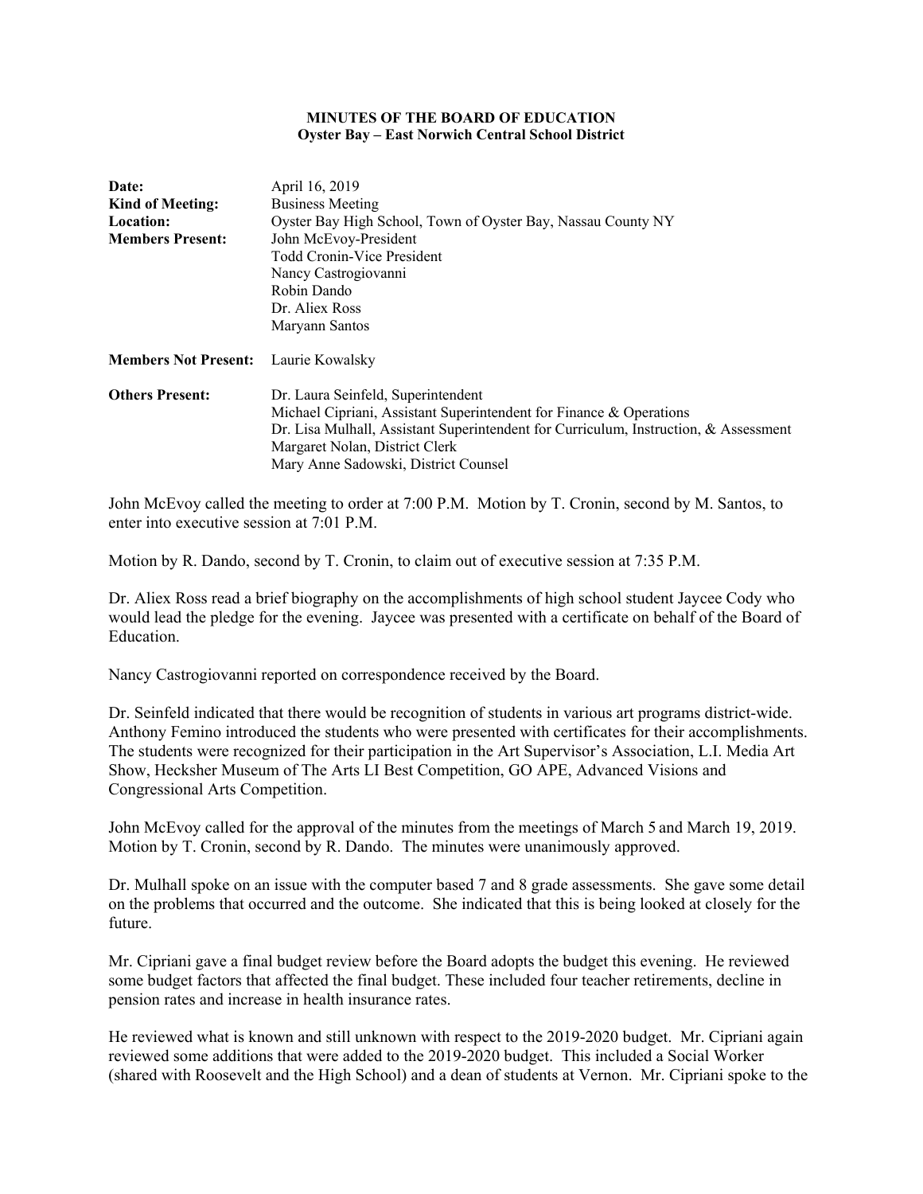**MINUTES OF THE BOARD OF EDUCATION**
**Oyster Bay – East Norwich Central School District**

| | |
|---|---|
| **Date:** | April 16, 2019 |
| **Kind of Meeting:** | Business Meeting |
| **Location:** | Oyster Bay High School, Town of Oyster Bay, Nassau County NY |
| **Members Present:** | John McEvoy-President<br>Todd Cronin-Vice President<br>Nancy Castrogiovanni<br>Robin Dando<br>Dr. Aliex Ross<br>Maryann Santos |
| **Members Not Present:** | Laurie Kowalsky |
| **Others Present:** | Dr. Laura Seinfeld, Superintendent<br>Michael Cipriani, Assistant Superintendent for Finance & Operations<br>Dr. Lisa Mulhall, Assistant Superintendent for Curriculum, Instruction, & Assessment<br>Margaret Nolan, District Clerk<br>Mary Anne Sadowski, District Counsel |

John McEvoy called the meeting to order at 7:00 P.M. Motion by T. Cronin, second by M. Santos, to enter into executive session at 7:01 P.M.

Motion by R. Dando, second by T. Cronin, to claim out of executive session at 7:35 P.M.

Dr. Aliex Ross read a brief biography on the accomplishments of high school student Jaycee Cody who would lead the pledge for the evening. Jaycee was presented with a certificate on behalf of the Board of Education.

Nancy Castrogiovanni reported on correspondence received by the Board.

Dr. Seinfeld indicated that there would be recognition of students in various art programs district-wide. Anthony Femino introduced the students who were presented with certificates for their accomplishments. The students were recognized for their participation in the Art Supervisor's Association, L.I. Media Art Show, Hecksher Museum of The Arts LI Best Competition, GO APE, Advanced Visions and Congressional Arts Competition.

John McEvoy called for the approval of the minutes from the meetings of March 5 and March 19, 2019. Motion by T. Cronin, second by R. Dando. The minutes were unanimously approved.

Dr. Mulhall spoke on an issue with the computer based 7 and 8 grade assessments. She gave some detail on the problems that occurred and the outcome. She indicated that this is being looked at closely for the future.

Mr. Cipriani gave a final budget review before the Board adopts the budget this evening. He reviewed some budget factors that affected the final budget. These included four teacher retirements, decline in pension rates and increase in health insurance rates.

He reviewed what is known and still unknown with respect to the 2019-2020 budget. Mr. Cipriani again reviewed some additions that were added to the 2019-2020 budget. This included a Social Worker (shared with Roosevelt and the High School) and a dean of students at Vernon. Mr. Cipriani spoke to the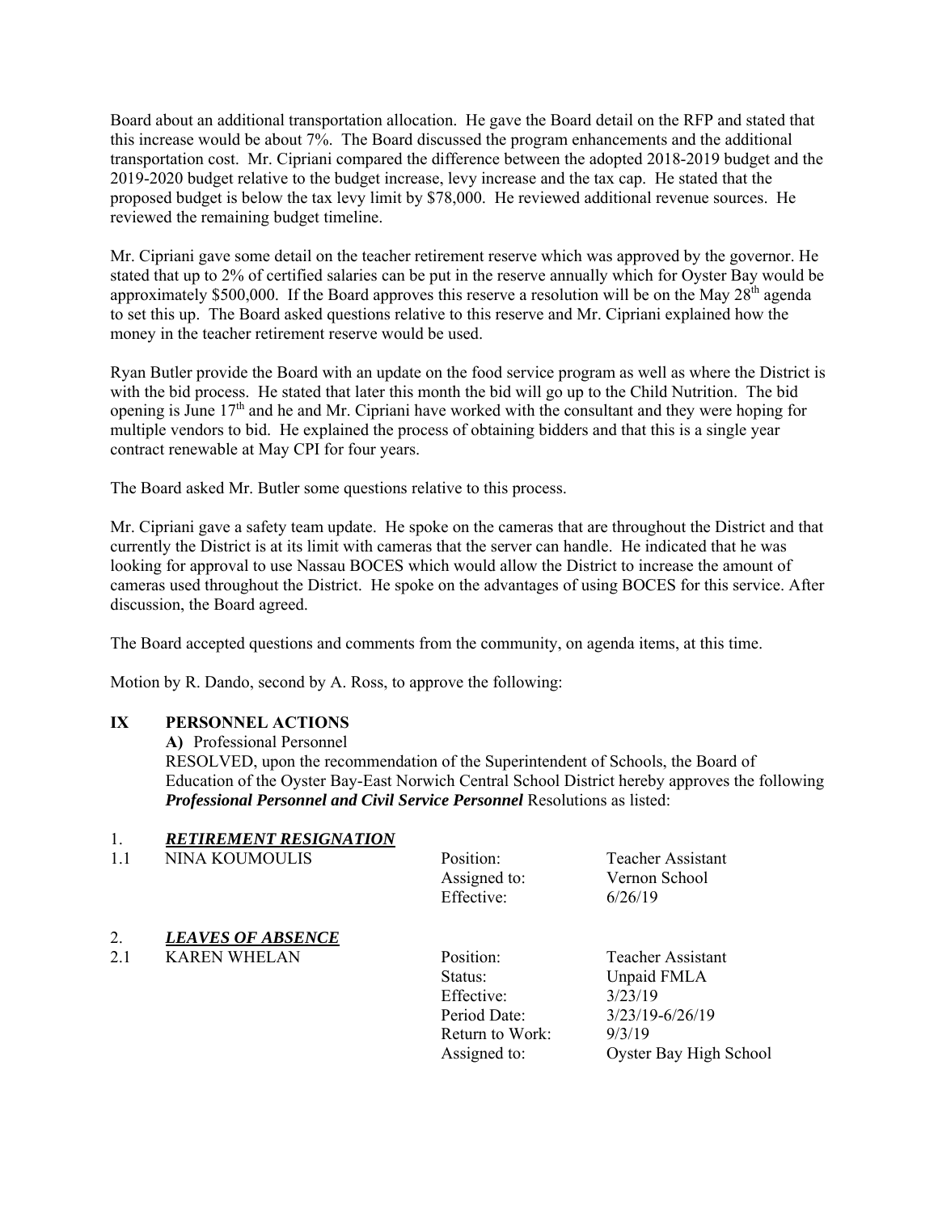Board about an additional transportation allocation. He gave the Board detail on the RFP and stated that this increase would be about 7%. The Board discussed the program enhancements and the additional transportation cost. Mr. Cipriani compared the difference between the adopted 2018-2019 budget and the 2019-2020 budget relative to the budget increase, levy increase and the tax cap. He stated that the proposed budget is below the tax levy limit by $78,000. He reviewed additional revenue sources. He reviewed the remaining budget timeline.

Mr. Cipriani gave some detail on the teacher retirement reserve which was approved by the governor. He stated that up to 2% of certified salaries can be put in the reserve annually which for Oyster Bay would be approximately $500,000. If the Board approves this reserve a resolution will be on the May 28th agenda to set this up. The Board asked questions relative to this reserve and Mr. Cipriani explained how the money in the teacher retirement reserve would be used.

Ryan Butler provide the Board with an update on the food service program as well as where the District is with the bid process. He stated that later this month the bid will go up to the Child Nutrition. The bid opening is June 17th and he and Mr. Cipriani have worked with the consultant and they were hoping for multiple vendors to bid. He explained the process of obtaining bidders and that this is a single year contract renewable at May CPI for four years.

The Board asked Mr. Butler some questions relative to this process.

Mr. Cipriani gave a safety team update. He spoke on the cameras that are throughout the District and that currently the District is at its limit with cameras that the server can handle. He indicated that he was looking for approval to use Nassau BOCES which would allow the District to increase the amount of cameras used throughout the District. He spoke on the advantages of using BOCES for this service. After discussion, the Board agreed.

The Board accepted questions and comments from the community, on agenda items, at this time.

Motion by R. Dando, second by A. Ross, to approve the following:

## IX PERSONNEL ACTIONS

**A)** Professional Personnel

RESOLVED, upon the recommendation of the Superintendent of Schools, the Board of Education of the Oyster Bay-East Norwich Central School District hereby approves the following ***Professional Personnel and Civil Service Personnel*** Resolutions as listed:

1. ***RETIREMENT RESIGNATION***

1.1 NINA KOUMOULIS

Position: Teacher Assistant
Assigned to: Vernon School
Effective: 6/26/19

2. ***LEAVES OF ABSENCE***

2.1 KAREN WHELAN

Position: Teacher Assistant
Status: Unpaid FMLA
Effective: 3/23/19
Period Date: 3/23/19-6/26/19
Return to Work: 9/3/19
Assigned to: Oyster Bay High School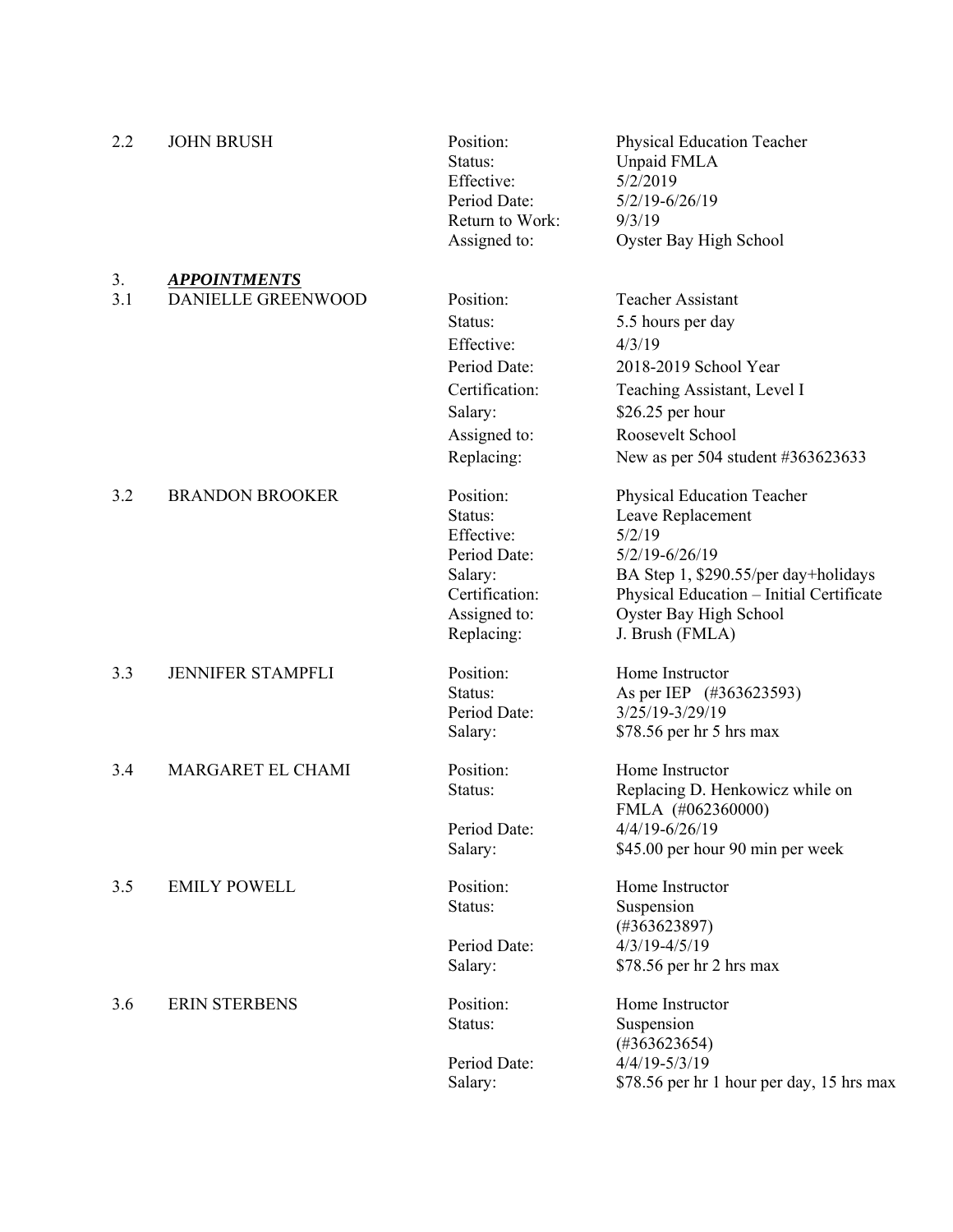| | | | |
|---|---|---|---|
| 2.2 | JOHN BRUSH | Position: | Physical Education Teacher |
| | | Status: | Unpaid FMLA |
| | | Effective: | 5/2/2019 |
| | | Period Date: | 5/2/19-6/26/19 |
| | | Return to Work: | 9/3/19 |
| | | Assigned to: | Oyster Bay High School |

3. ***APPOINTMENTS***

| | | | |
|---|---|---|---|
| 3.1 | DANIELLE GREENWOOD | Position: | Teacher Assistant |
| | | Status: | 5.5 hours per day |
| | | Effective: | 4/3/19 |
| | | Period Date: | 2018-2019 School Year |
| | | Certification: | Teaching Assistant, Level I |
| | | Salary: | $26.25 per hour |
| | | Assigned to: | Roosevelt School |
| | | Replacing: | New as per 504 student #363623633 |
| 3.2 | BRANDON BROOKER | Position: | Physical Education Teacher |
| | | Status: | Leave Replacement |
| | | Effective: | 5/2/19 |
| | | Period Date: | 5/2/19-6/26/19 |
| | | Salary: | BA Step 1, $290.55/per day+holidays |
| | | Certification: | Physical Education – Initial Certificate |
| | | Assigned to: | Oyster Bay High School |
| | | Replacing: | J. Brush (FMLA) |
| 3.3 | JENNIFER STAMPFLI | Position: | Home Instructor |
| | | Status: | As per IEP (#363623593) |
| | | Period Date: | 3/25/19-3/29/19 |
| | | Salary: | $78.56 per hr 5 hrs max |
| 3.4 | MARGARET EL CHAMI | Position: | Home Instructor |
| | | Status: | Replacing D. Henkowicz while on FMLA (#062360000) |
| | | Period Date: | 4/4/19-6/26/19 |
| | | Salary: | $45.00 per hour 90 min per week |
| 3.5 | EMILY POWELL | Position: | Home Instructor |
| | | Status: | Suspension (#363623897) |
| | | Period Date: | 4/3/19-4/5/19 |
| | | Salary: | $78.56 per hr 2 hrs max |
| 3.6 | ERIN STERBENS | Position: | Home Instructor |
| | | Status: | Suspension (#363623654) |
| | | Period Date: | 4/4/19-5/3/19 |
| | | Salary: | $78.56 per hr 1 hour per day, 15 hrs max |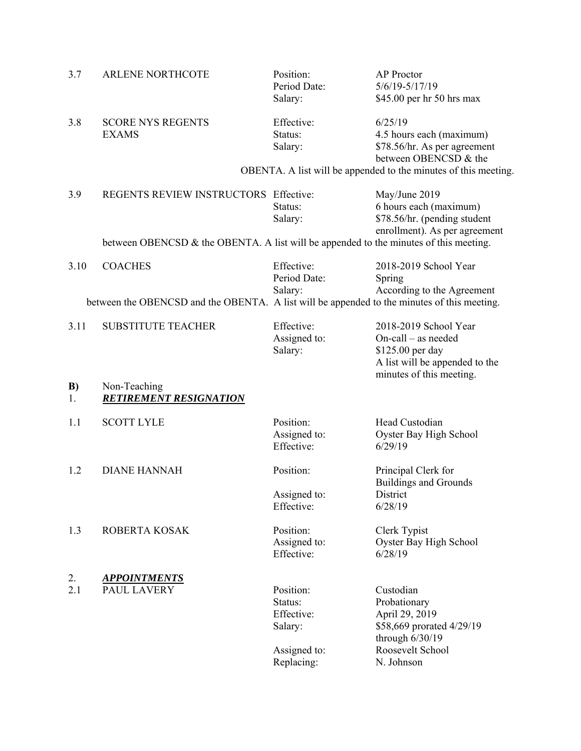3.7 ARLENE NORTHCOTE

Position: AP Proctor
Period Date: 5/6/19-5/17/19
Salary: $45.00 per hr 50 hrs max

3.8 SCORE NYS REGENTS EXAMS

Effective: 6/25/19
Status: 4.5 hours each (maximum)
Salary: $78.56/hr. As per agreement between OBENCSD & the OBENTA. A list will be appended to the minutes of this meeting.

3.9 REGENTS REVIEW INSTRUCTORS

Effective: May/June 2019
Status: 6 hours each (maximum)
Salary: $78.56/hr. (pending student enrollment). As per agreement between OBENCSD & the OBENTA. A list will be appended to the minutes of this meeting.

3.10 COACHES

Effective: 2018-2019 School Year
Period Date: Spring
Salary: According to the Agreement between the OBENCSD and the OBENTA. A list will be appended to the minutes of this meeting.

3.11 SUBSTITUTE TEACHER

Effective: 2018-2019 School Year
Assigned to: On-call – as needed
Salary: $125.00 per day
A list will be appended to the minutes of this meeting.

**B)** Non-Teaching

1. ***RETIREMENT RESIGNATION***

1.1 SCOTT LYLE

Position: Head Custodian
Assigned to: Oyster Bay High School
Effective: 6/29/19

1.2 DIANE HANNAH

Position: Principal Clerk for Buildings and Grounds
Assigned to: District
Effective: 6/28/19

1.3 ROBERTA KOSAK

Position: Clerk Typist
Assigned to: Oyster Bay High School
Effective: 6/28/19

2. ***APPOINTMENTS***

2.1 PAUL LAVERY

Position: Custodian
Status: Probationary
Effective: April 29, 2019
Salary: $58,669 prorated 4/29/19 through 6/30/19
Assigned to: Roosevelt School
Replacing: N. Johnson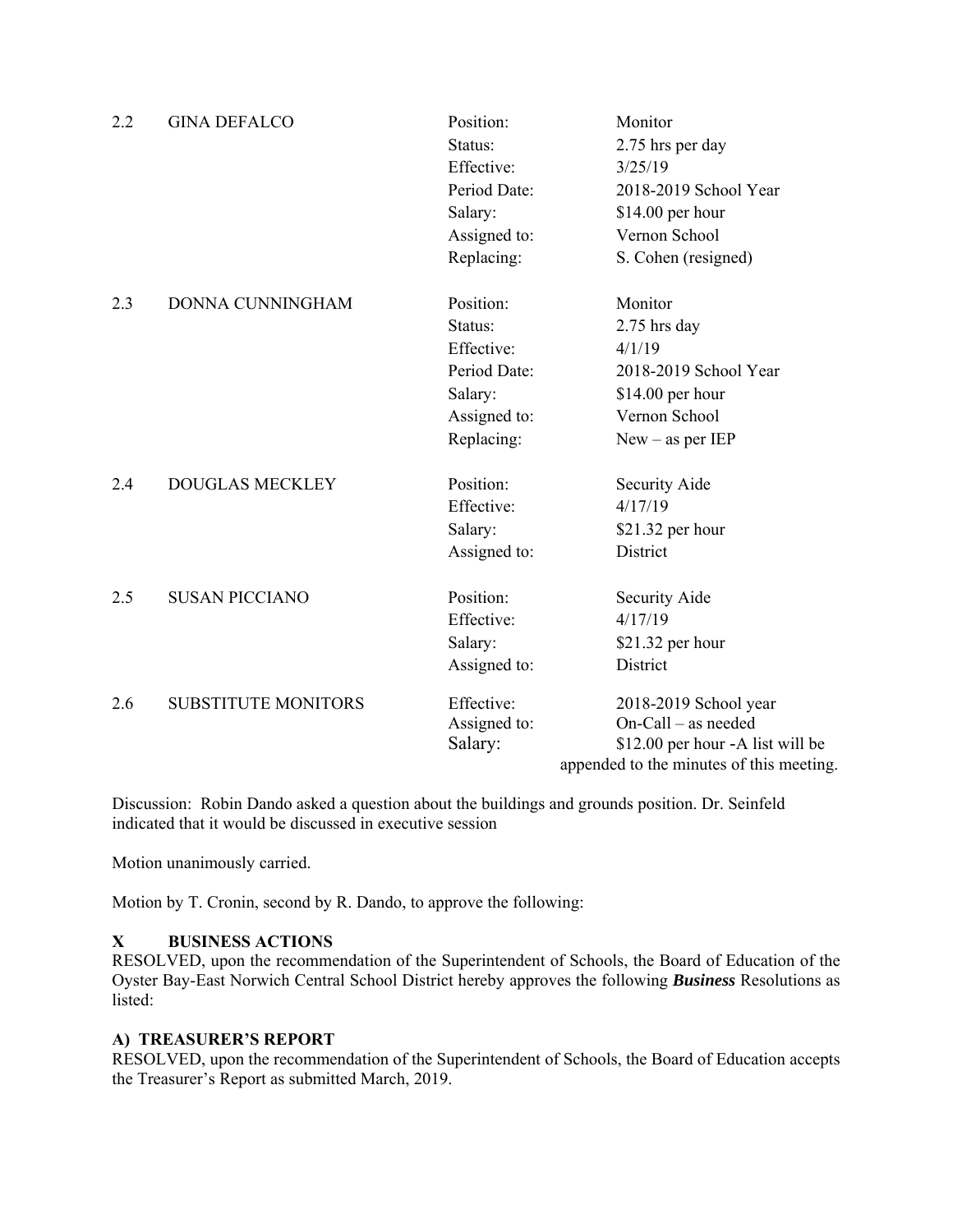| | | | |
|---|---|---|---|
| 2.2 | GINA DEFALCO | Position: | Monitor |
| | | Status: | 2.75 hrs per day |
| | | Effective: | 3/25/19 |
| | | Period Date: | 2018-2019 School Year |
| | | Salary: | $14.00 per hour |
| | | Assigned to: | Vernon School |
| | | Replacing: | S. Cohen (resigned) |
| 2.3 | DONNA CUNNINGHAM | Position: | Monitor |
| | | Status: | 2.75 hrs day |
| | | Effective: | 4/1/19 |
| | | Period Date: | 2018-2019 School Year |
| | | Salary: | $14.00 per hour |
| | | Assigned to: | Vernon School |
| | | Replacing: | New – as per IEP |
| 2.4 | DOUGLAS MECKLEY | Position: | Security Aide |
| | | Effective: | 4/17/19 |
| | | Salary: | $21.32 per hour |
| | | Assigned to: | District |
| 2.5 | SUSAN PICCIANO | Position: | Security Aide |
| | | Effective: | 4/17/19 |
| | | Salary: | $21.32 per hour |
| | | Assigned to: | District |
| 2.6 | SUBSTITUTE MONITORS | Effective: | 2018-2019 School year |
| | | Assigned to: | On-Call – as needed |
| | | Salary: | $12.00 per hour -A list will be appended to the minutes of this meeting. |

Discussion: Robin Dando asked a question about the buildings and grounds position. Dr. Seinfeld indicated that it would be discussed in executive session

Motion unanimously carried.

Motion by T. Cronin, second by R. Dando, to approve the following:

## X BUSINESS ACTIONS

RESOLVED, upon the recommendation of the Superintendent of Schools, the Board of Education of the Oyster Bay-East Norwich Central School District hereby approves the following ***Business*** Resolutions as listed:

### A) TREASURER'S REPORT

RESOLVED, upon the recommendation of the Superintendent of Schools, the Board of Education accepts the Treasurer's Report as submitted March, 2019.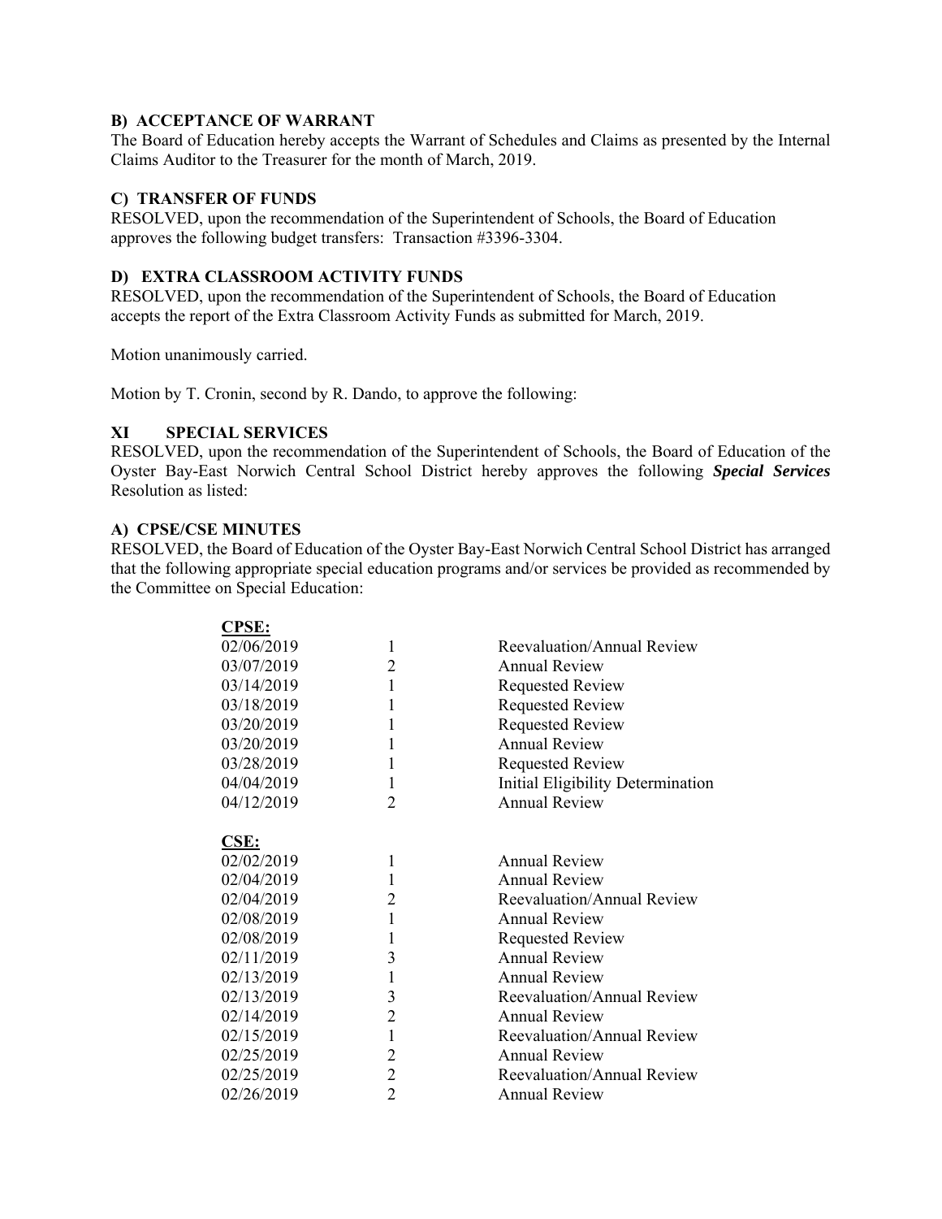**B) ACCEPTANCE OF WARRANT**
The Board of Education hereby accepts the Warrant of Schedules and Claims as presented by the Internal Claims Auditor to the Treasurer for the month of March, 2019.

**C) TRANSFER OF FUNDS**
RESOLVED, upon the recommendation of the Superintendent of Schools, the Board of Education approves the following budget transfers: Transaction #3396-3304.

**D) EXTRA CLASSROOM ACTIVITY FUNDS**
RESOLVED, upon the recommendation of the Superintendent of Schools, the Board of Education accepts the report of the Extra Classroom Activity Funds as submitted for March, 2019.

Motion unanimously carried.

Motion by T. Cronin, second by R. Dando, to approve the following:

**XI SPECIAL SERVICES**
RESOLVED, upon the recommendation of the Superintendent of Schools, the Board of Education of the Oyster Bay-East Norwich Central School District hereby approves the following ***Special Services*** Resolution as listed:

**A) CPSE/CSE MINUTES**
RESOLVED, the Board of Education of the Oyster Bay-East Norwich Central School District has arranged that the following appropriate special education programs and/or services be provided as recommended by the Committee on Special Education:

**CPSE:**

| | | |
|---|---|---|
| 02/06/2019 | 1 | Reevaluation/Annual Review |
| 03/07/2019 | 2 | Annual Review |
| 03/14/2019 | 1 | Requested Review |
| 03/18/2019 | 1 | Requested Review |
| 03/20/2019 | 1 | Requested Review |
| 03/20/2019 | 1 | Annual Review |
| 03/28/2019 | 1 | Requested Review |
| 04/04/2019 | 1 | Initial Eligibility Determination |
| 04/12/2019 | 2 | Annual Review |

**CSE:**

| | | |
|---|---|---|
| 02/02/2019 | 1 | Annual Review |
| 02/04/2019 | 1 | Annual Review |
| 02/04/2019 | 2 | Reevaluation/Annual Review |
| 02/08/2019 | 1 | Annual Review |
| 02/08/2019 | 1 | Requested Review |
| 02/11/2019 | 3 | Annual Review |
| 02/13/2019 | 1 | Annual Review |
| 02/13/2019 | 3 | Reevaluation/Annual Review |
| 02/14/2019 | 2 | Annual Review |
| 02/15/2019 | 1 | Reevaluation/Annual Review |
| 02/25/2019 | 2 | Annual Review |
| 02/25/2019 | 2 | Reevaluation/Annual Review |
| 02/26/2019 | 2 | Annual Review |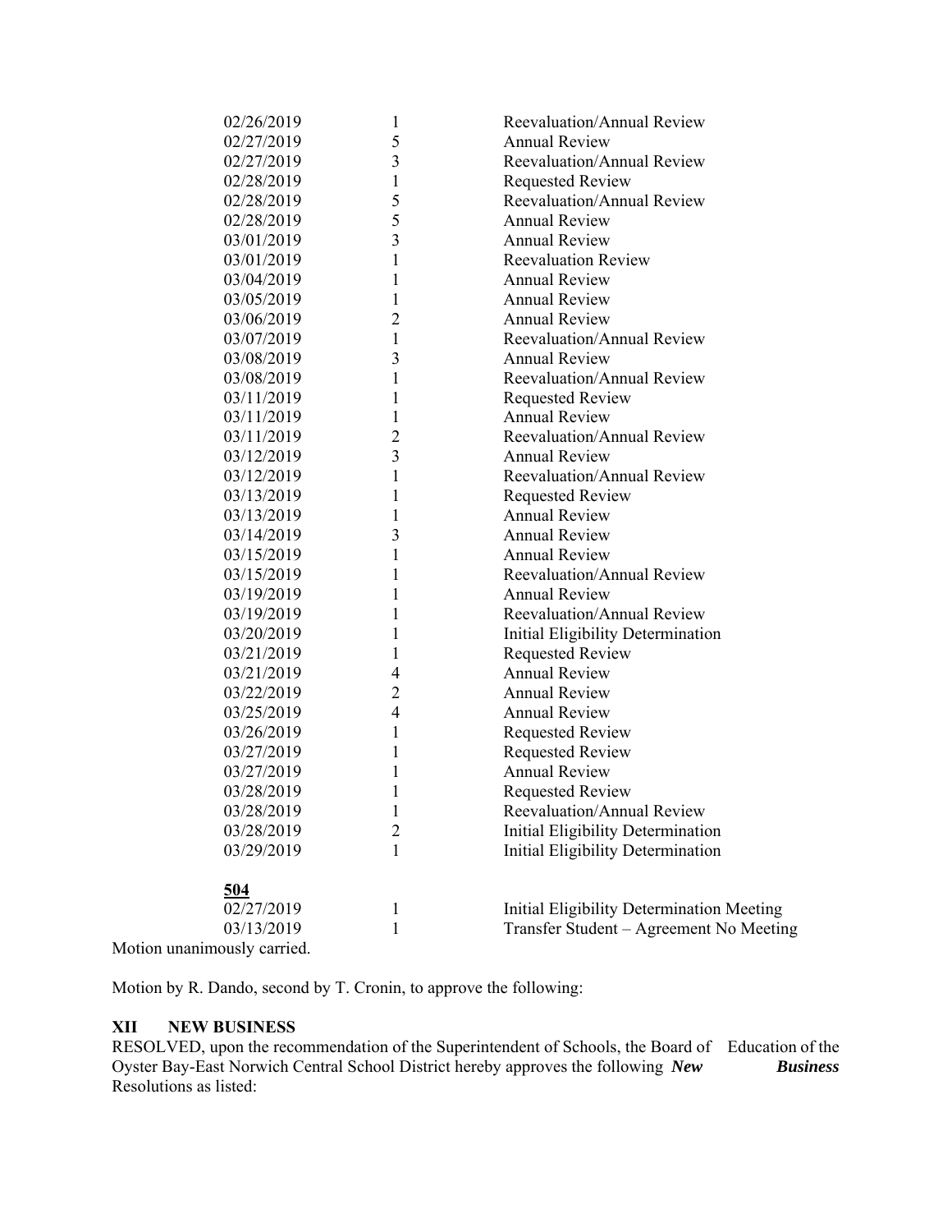| | | |
|---|---|---|
| 02/26/2019 | 1 | Reevaluation/Annual Review |
| 02/27/2019 | 5 | Annual Review |
| 02/27/2019 | 3 | Reevaluation/Annual Review |
| 02/28/2019 | 1 | Requested Review |
| 02/28/2019 | 5 | Reevaluation/Annual Review |
| 02/28/2019 | 5 | Annual Review |
| 03/01/2019 | 3 | Annual Review |
| 03/01/2019 | 1 | Reevaluation Review |
| 03/04/2019 | 1 | Annual Review |
| 03/05/2019 | 1 | Annual Review |
| 03/06/2019 | 2 | Annual Review |
| 03/07/2019 | 1 | Reevaluation/Annual Review |
| 03/08/2019 | 3 | Annual Review |
| 03/08/2019 | 1 | Reevaluation/Annual Review |
| 03/11/2019 | 1 | Requested Review |
| 03/11/2019 | 1 | Annual Review |
| 03/11/2019 | 2 | Reevaluation/Annual Review |
| 03/12/2019 | 3 | Annual Review |
| 03/12/2019 | 1 | Reevaluation/Annual Review |
| 03/13/2019 | 1 | Requested Review |
| 03/13/2019 | 1 | Annual Review |
| 03/14/2019 | 3 | Annual Review |
| 03/15/2019 | 1 | Annual Review |
| 03/15/2019 | 1 | Reevaluation/Annual Review |
| 03/19/2019 | 1 | Annual Review |
| 03/19/2019 | 1 | Reevaluation/Annual Review |
| 03/20/2019 | 1 | Initial Eligibility Determination |
| 03/21/2019 | 1 | Requested Review |
| 03/21/2019 | 4 | Annual Review |
| 03/22/2019 | 2 | Annual Review |
| 03/25/2019 | 4 | Annual Review |
| 03/26/2019 | 1 | Requested Review |
| 03/27/2019 | 1 | Requested Review |
| 03/27/2019 | 1 | Annual Review |
| 03/28/2019 | 1 | Requested Review |
| 03/28/2019 | 1 | Reevaluation/Annual Review |
| 03/28/2019 | 2 | Initial Eligibility Determination |
| 03/29/2019 | 1 | Initial Eligibility Determination |

**504**

| | | |
|---|---|---|
| 02/27/2019 | 1 | Initial Eligibility Determination Meeting |
| 03/13/2019 | 1 | Transfer Student – Agreement No Meeting |

Motion unanimously carried.

Motion by R. Dando, second by T. Cronin, to approve the following:

## XII NEW BUSINESS

RESOLVED, upon the recommendation of the Superintendent of Schools, the Board of Education of the Oyster Bay-East Norwich Central School District hereby approves the following ***New Business*** Resolutions as listed: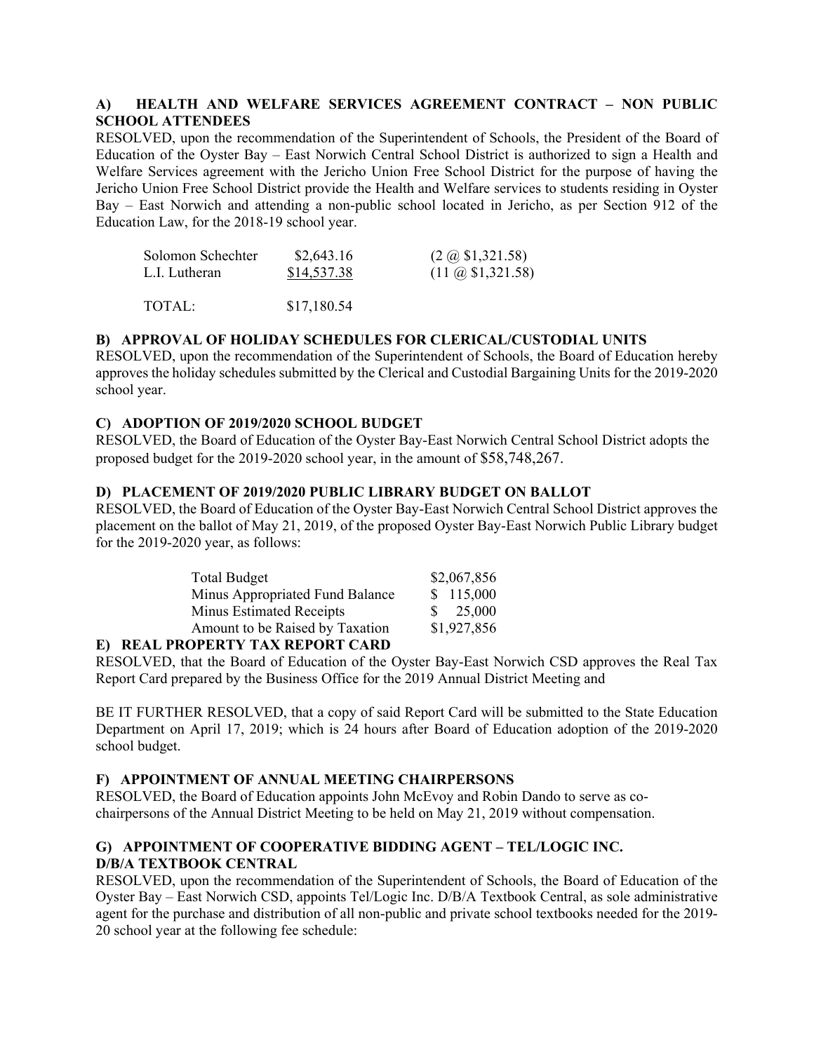### A) HEALTH AND WELFARE SERVICES AGREEMENT CONTRACT – NON PUBLIC SCHOOL ATTENDEES

RESOLVED, upon the recommendation of the Superintendent of Schools, the President of the Board of Education of the Oyster Bay – East Norwich Central School District is authorized to sign a Health and Welfare Services agreement with the Jericho Union Free School District for the purpose of having the Jericho Union Free School District provide the Health and Welfare services to students residing in Oyster Bay – East Norwich and attending a non-public school located in Jericho, as per Section 912 of the Education Law, for the 2018-19 school year.

| | | |
|---|---|---|
| Solomon Schechter | $2,643.16 | (2 @ $1,321.58) |
| L.I. Lutheran | $14,537.38 | (11 @ $1,321.58) |
| TOTAL: | $17,180.54 | |

### B) APPROVAL OF HOLIDAY SCHEDULES FOR CLERICAL/CUSTODIAL UNITS

RESOLVED, upon the recommendation of the Superintendent of Schools, the Board of Education hereby approves the holiday schedules submitted by the Clerical and Custodial Bargaining Units for the 2019-2020 school year.

### C) ADOPTION OF 2019/2020 SCHOOL BUDGET

RESOLVED, the Board of Education of the Oyster Bay-East Norwich Central School District adopts the proposed budget for the 2019-2020 school year, in the amount of $58,748,267.

### D) PLACEMENT OF 2019/2020 PUBLIC LIBRARY BUDGET ON BALLOT

RESOLVED, the Board of Education of the Oyster Bay-East Norwich Central School District approves the placement on the ballot of May 21, 2019, of the proposed Oyster Bay-East Norwich Public Library budget for the 2019-2020 year, as follows:

| | |
|---|---|
| Total Budget | $2,067,856 |
| Minus Appropriated Fund Balance | $ 115,000 |
| Minus Estimated Receipts | $ 25,000 |
| Amount to be Raised by Taxation | $1,927,856 |

### E) REAL PROPERTY TAX REPORT CARD

RESOLVED, that the Board of Education of the Oyster Bay-East Norwich CSD approves the Real Tax Report Card prepared by the Business Office for the 2019 Annual District Meeting and

BE IT FURTHER RESOLVED, that a copy of said Report Card will be submitted to the State Education Department on April 17, 2019; which is 24 hours after Board of Education adoption of the 2019-2020 school budget.

### F) APPOINTMENT OF ANNUAL MEETING CHAIRPERSONS

RESOLVED, the Board of Education appoints John McEvoy and Robin Dando to serve as co-chairpersons of the Annual District Meeting to be held on May 21, 2019 without compensation.

### G) APPOINTMENT OF COOPERATIVE BIDDING AGENT – TEL/LOGIC INC. D/B/A TEXTBOOK CENTRAL

RESOLVED, upon the recommendation of the Superintendent of Schools, the Board of Education of the Oyster Bay – East Norwich CSD, appoints Tel/Logic Inc. D/B/A Textbook Central, as sole administrative agent for the purchase and distribution of all non-public and private school textbooks needed for the 2019-20 school year at the following fee schedule: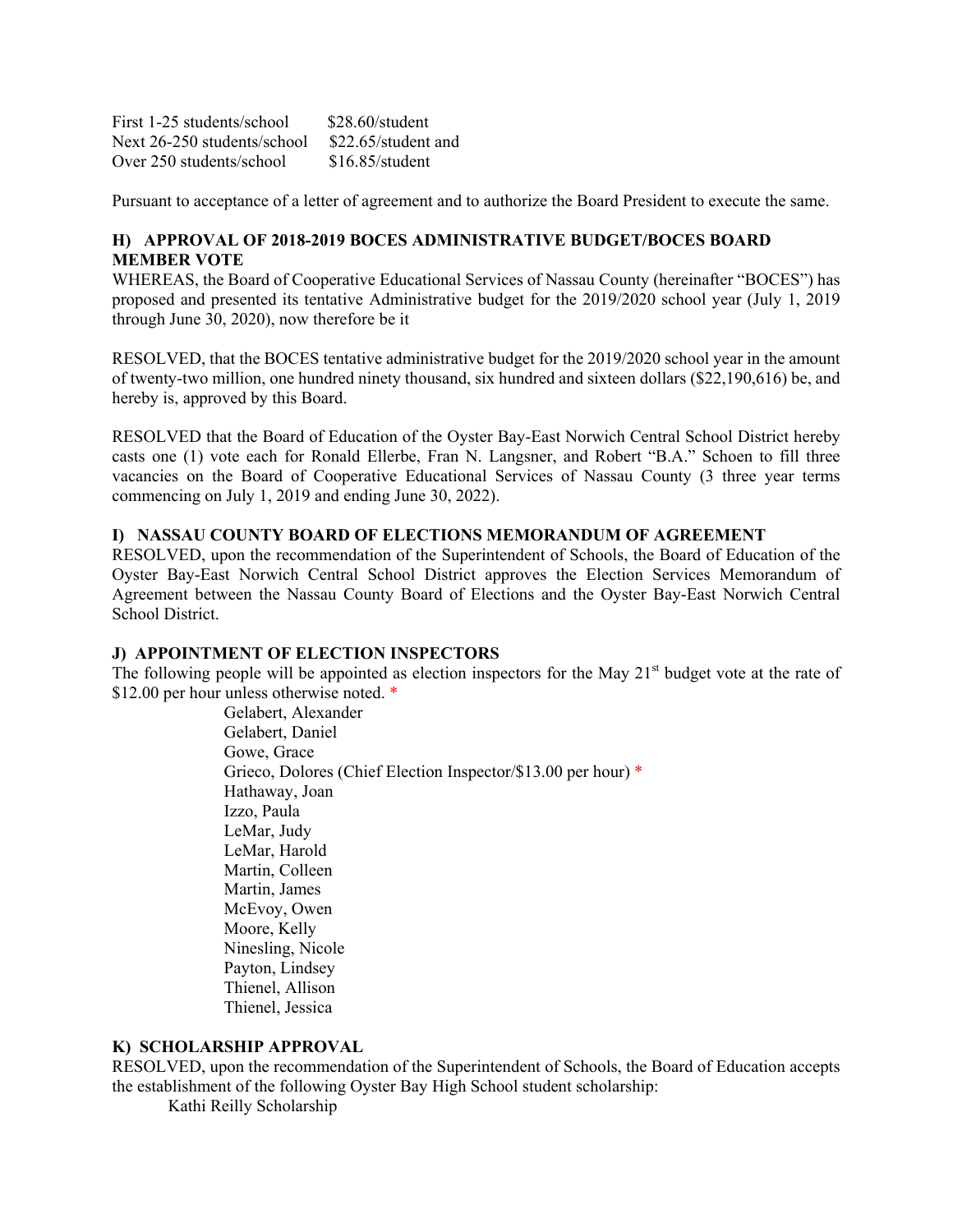| | |
|---|---|
| First 1-25 students/school | \$28.60/student |
| Next 26-250 students/school | \$22.65/student and |
| Over 250 students/school | \$16.85/student |

Pursuant to acceptance of a letter of agreement and to authorize the Board President to execute the same.

**H) APPROVAL OF 2018-2019 BOCES ADMINISTRATIVE BUDGET/BOCES BOARD MEMBER VOTE**

WHEREAS, the Board of Cooperative Educational Services of Nassau County (hereinafter "BOCES") has proposed and presented its tentative Administrative budget for the 2019/2020 school year (July 1, 2019 through June 30, 2020), now therefore be it

RESOLVED, that the BOCES tentative administrative budget for the 2019/2020 school year in the amount of twenty-two million, one hundred ninety thousand, six hundred and sixteen dollars (\$22,190,616) be, and hereby is, approved by this Board.

RESOLVED that the Board of Education of the Oyster Bay-East Norwich Central School District hereby casts one (1) vote each for Ronald Ellerbe, Fran N. Langsner, and Robert "B.A." Schoen to fill three vacancies on the Board of Cooperative Educational Services of Nassau County (3 three year terms commencing on July 1, 2019 and ending June 30, 2022).

**I) NASSAU COUNTY BOARD OF ELECTIONS MEMORANDUM OF AGREEMENT**

RESOLVED, upon the recommendation of the Superintendent of Schools, the Board of Education of the Oyster Bay-East Norwich Central School District approves the Election Services Memorandum of Agreement between the Nassau County Board of Elections and the Oyster Bay-East Norwich Central School District.

**J) APPOINTMENT OF ELECTION INSPECTORS**

The following people will be appointed as election inspectors for the May 21st budget vote at the rate of \$12.00 per hour unless otherwise noted. *

Gelabert, Alexander
Gelabert, Daniel
Gowe, Grace
Grieco, Dolores (Chief Election Inspector/\$13.00 per hour) *
Hathaway, Joan
Izzo, Paula
LeMar, Judy
LeMar, Harold
Martin, Colleen
Martin, James
McEvoy, Owen
Moore, Kelly
Ninesling, Nicole
Payton, Lindsey
Thienel, Allison
Thienel, Jessica

**K) SCHOLARSHIP APPROVAL**

RESOLVED, upon the recommendation of the Superintendent of Schools, the Board of Education accepts the establishment of the following Oyster Bay High School student scholarship:

Kathi Reilly Scholarship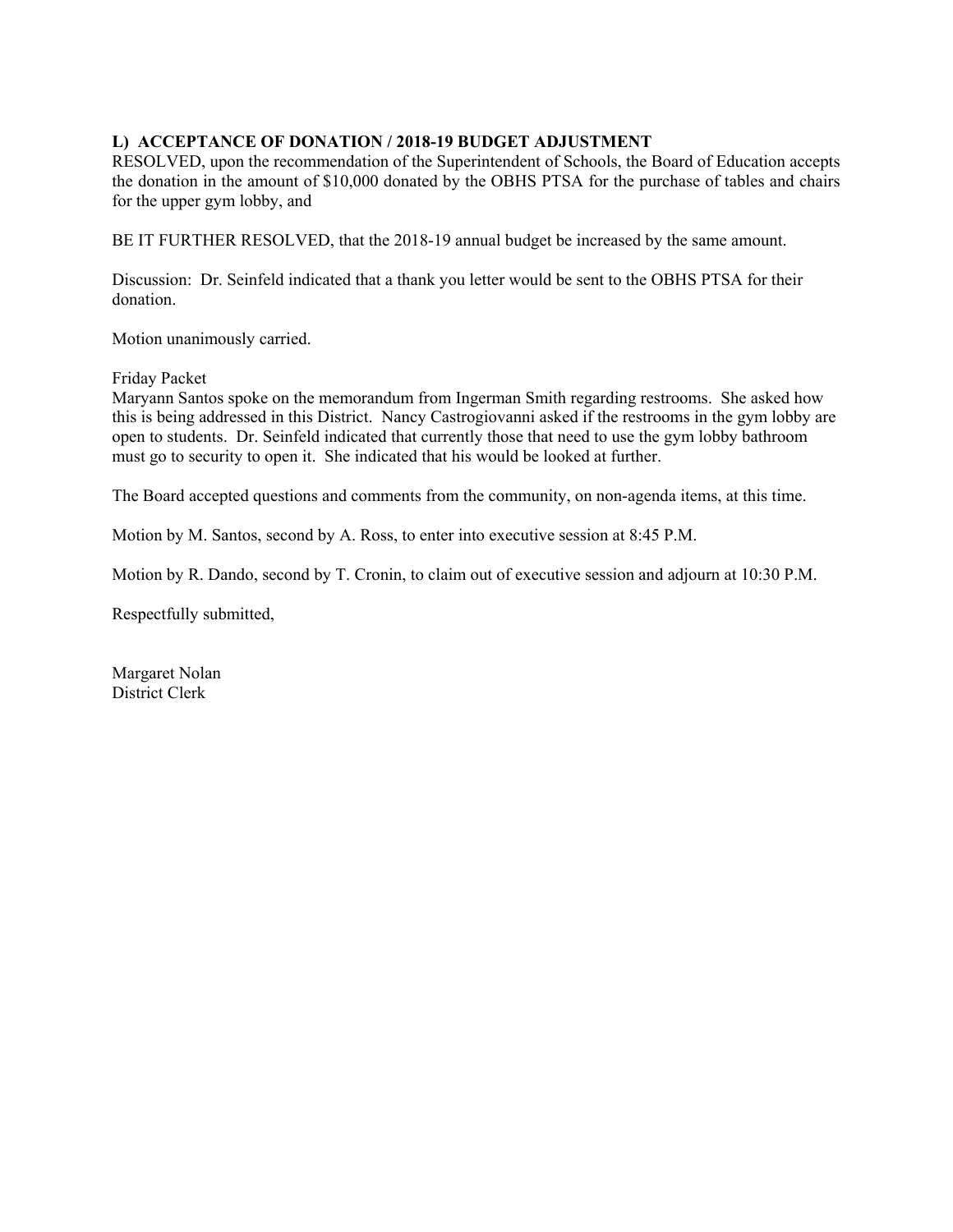**L) ACCEPTANCE OF DONATION / 2018-19 BUDGET ADJUSTMENT**

RESOLVED, upon the recommendation of the Superintendent of Schools, the Board of Education accepts the donation in the amount of $10,000 donated by the OBHS PTSA for the purchase of tables and chairs for the upper gym lobby, and

BE IT FURTHER RESOLVED, that the 2018-19 annual budget be increased by the same amount.

Discussion: Dr. Seinfeld indicated that a thank you letter would be sent to the OBHS PTSA for their donation.

Motion unanimously carried.

Friday Packet

Maryann Santos spoke on the memorandum from Ingerman Smith regarding restrooms. She asked how this is being addressed in this District. Nancy Castrogiovanni asked if the restrooms in the gym lobby are open to students. Dr. Seinfeld indicated that currently those that need to use the gym lobby bathroom must go to security to open it. She indicated that his would be looked at further.

The Board accepted questions and comments from the community, on non-agenda items, at this time.

Motion by M. Santos, second by A. Ross, to enter into executive session at 8:45 P.M.

Motion by R. Dando, second by T. Cronin, to claim out of executive session and adjourn at 10:30 P.M.

Respectfully submitted,

Margaret Nolan
District Clerk